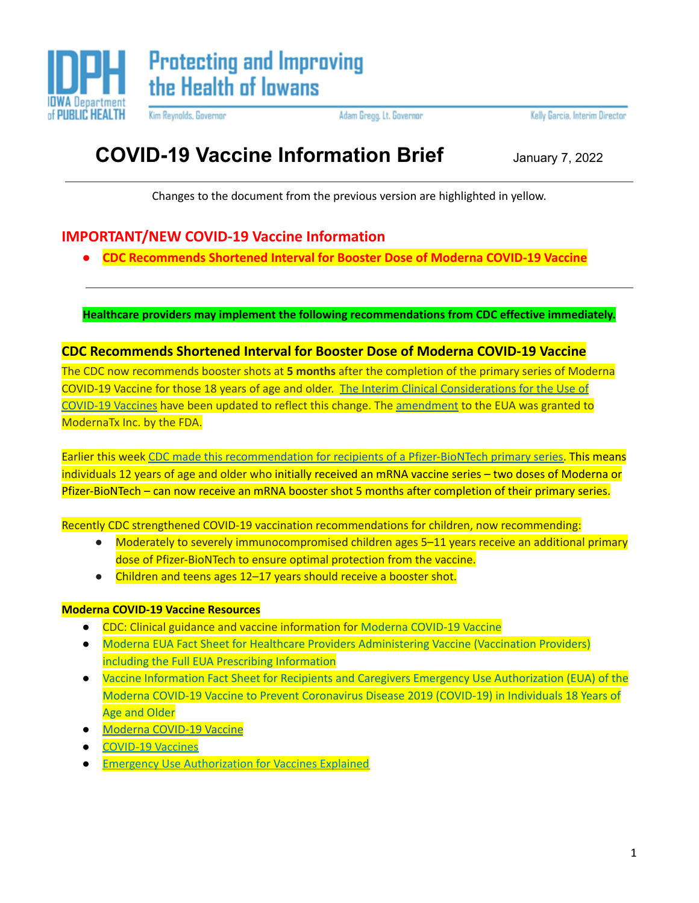IDPH IOWA Department of PUBLIC HEALTH

Protecting and Improving the Health of Iowans

Kim Reynolds, Governor | Adam Gregg, Lt. Governor | Kelly Garcia, Interim Director

# COVID-19 Vaccine Information Brief

January 7, 2022

---

Changes to the document from the previous version are highlighted in yellow.

## IMPORTANT/NEW COVID-19 Vaccine Information

- **CDC Recommends Shortened Interval for Booster Dose of Moderna COVID-19 Vaccine**

---

**Healthcare providers may implement the following recommendations from CDC effective immediately.**

### CDC Recommends Shortened Interval for Booster Dose of Moderna COVID-19 Vaccine

The CDC now recommends booster shots at **5 months** after the completion of the primary series of Moderna COVID-19 Vaccine for those 18 years of age and older. [The Interim Clinical Considerations for the Use of COVID-19 Vaccines] have been updated to reflect this change. The [amendment] to the EUA was granted to ModernaTx Inc. by the FDA.

Earlier this week [CDC made this recommendation for recipients of a Pfizer-BioNTech primary series]. This means individuals 12 years of age and older who initially received an mRNA vaccine series – two doses of Moderna or Pfizer-BioNTech – can now receive an mRNA booster shot 5 months after completion of their primary series.

Recently CDC strengthened COVID-19 vaccination recommendations for children, now recommending:

- Moderately to severely immunocompromised children ages 5–11 years receive an additional primary dose of Pfizer-BioNTech to ensure optimal protection from the vaccine.
- Children and teens ages 12–17 years should receive a booster shot.

**Moderna COVID-19 Vaccine Resources**

- CDC: Clinical guidance and vaccine information for Moderna COVID-19 Vaccine
- Moderna EUA Fact Sheet for Healthcare Providers Administering Vaccine (Vaccination Providers) including the Full EUA Prescribing Information
- Vaccine Information Fact Sheet for Recipients and Caregivers Emergency Use Authorization (EUA) of the Moderna COVID-19 Vaccine to Prevent Coronavirus Disease 2019 (COVID-19) in Individuals 18 Years of Age and Older
- Moderna COVID-19 Vaccine
- COVID-19 Vaccines
- Emergency Use Authorization for Vaccines Explained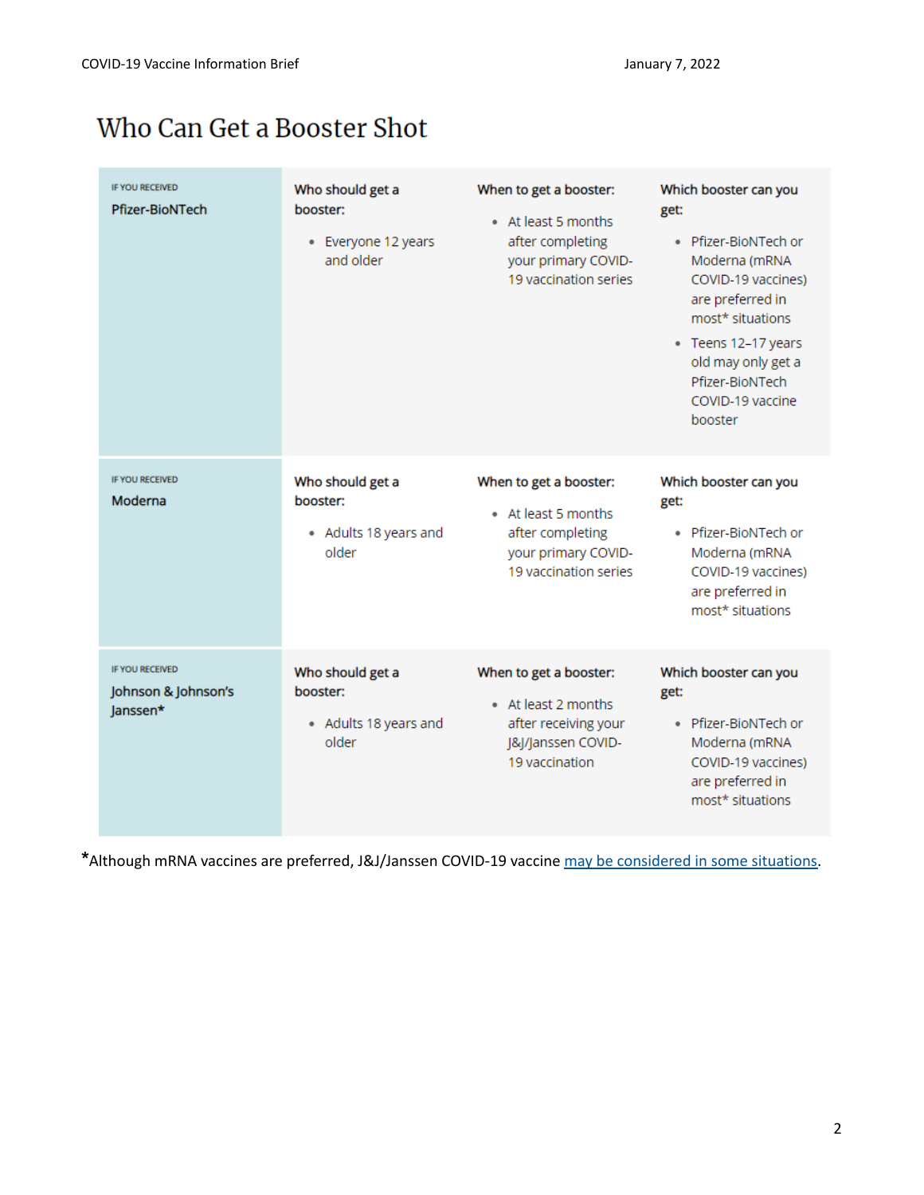# Who Can Get a Booster Shot

| | | | |
|---|---|---|---|
| IF YOU RECEIVED<br>Pfizer-BioNTech | Who should get a booster:<br>• Everyone 12 years and older | When to get a booster:<br>• At least 5 months after completing your primary COVID-19 vaccination series | Which booster can you get:<br>• Pfizer-BioNTech or Moderna (mRNA COVID-19 vaccines) are preferred in most* situations<br>• Teens 12–17 years old may only get a Pfizer-BioNTech COVID-19 vaccine booster |
| IF YOU RECEIVED<br>Moderna | Who should get a booster:<br>• Adults 18 years and older | When to get a booster:<br>• At least 5 months after completing your primary COVID-19 vaccination series | Which booster can you get:<br>• Pfizer-BioNTech or Moderna (mRNA COVID-19 vaccines) are preferred in most* situations |
| IF YOU RECEIVED<br>Johnson & Johnson's Janssen* | Who should get a booster:<br>• Adults 18 years and older | When to get a booster:<br>• At least 2 months after receiving your J&J/Janssen COVID-19 vaccination | Which booster can you get:<br>• Pfizer-BioNTech or Moderna (mRNA COVID-19 vaccines) are preferred in most* situations |

*Although mRNA vaccines are preferred, J&J/Janssen COVID-19 vaccine may be considered in some situations.